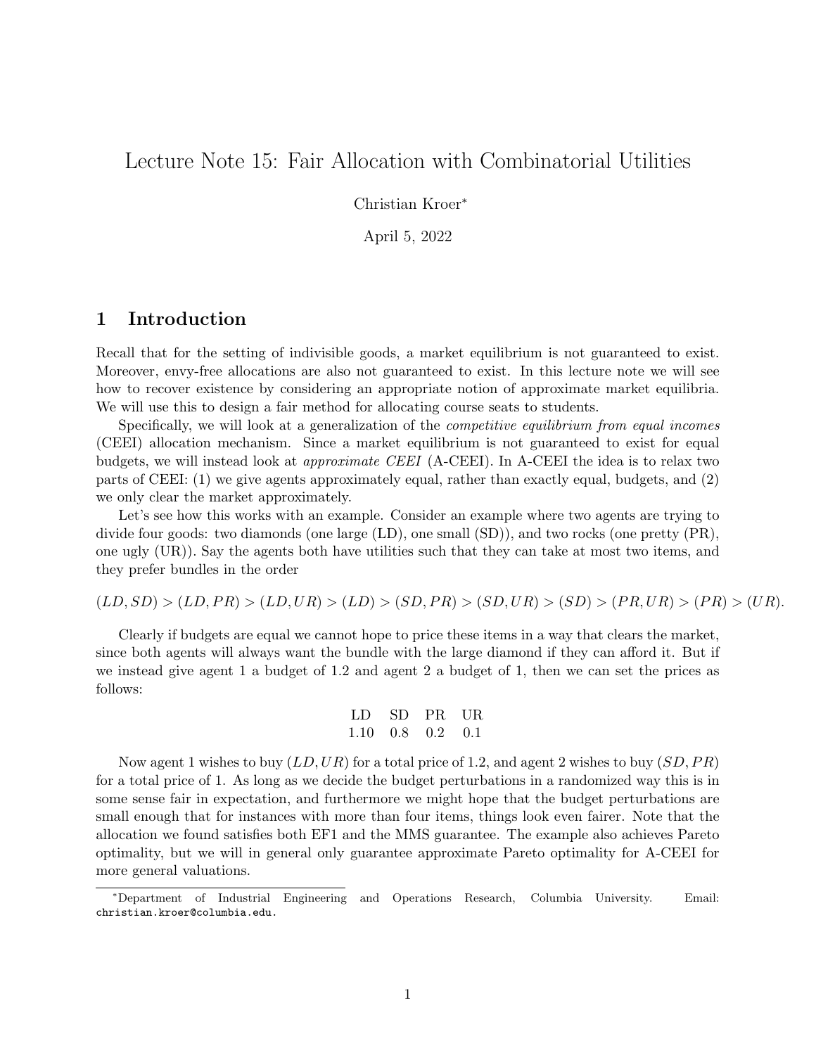# Lecture Note 15: Fair Allocation with Combinatorial Utilities

Christian Kroer[*]

April 5, 2022

## 1 Introduction

Recall that for the setting of indivisible goods, a market equilibrium is not guaranteed to exist. Moreover, envy-free allocations are also not guaranteed to exist. In this lecture note we will see how to recover existence by considering an appropriate notion of approximate market equilibria. We will use this to design a fair method for allocating course seats to students.

Specifically, we will look at a generalization of the *competitive equilibrium from equal incomes* (CEEI) allocation mechanism. Since a market equilibrium is not guaranteed to exist for equal budgets, we will instead look at *approximate CEEI* (A-CEEI). In A-CEEI the idea is to relax two parts of CEEI: (1) we give agents approximately equal, rather than exactly equal, budgets, and (2) we only clear the market approximately.

Let's see how this works with an example. Consider an example where two agents are trying to divide four goods: two diamonds (one large (LD), one small (SD)), and two rocks (one pretty (PR), one ugly (UR)). Say the agents both have utilities such that they can take at most two items, and they prefer bundles in the order

$$(LD, SD) > (LD, PR) > (LD, UR) > (LD) > (SD, PR) > (SD, UR) > (SD) > (PR, UR) > (PR) > (UR).$$

Clearly if budgets are equal we cannot hope to price these items in a way that clears the market, since both agents will always want the bundle with the large diamond if they can afford it. But if we instead give agent 1 a budget of 1.2 and agent 2 a budget of 1, then we can set the prices as follows:

| LD | SD | PR | UR |
|---|---|---|---|
| 1.10 | 0.8 | 0.2 | 0.1 |

Now agent 1 wishes to buy $(LD, UR)$ for a total price of 1.2, and agent 2 wishes to buy $(SD, PR)$ for a total price of 1. As long as we decide the budget perturbations in a randomized way this is in some sense fair in expectation, and furthermore we might hope that the budget perturbations are small enough that for instances with more than four items, things look even fairer. Note that the allocation we found satisfies both EF1 and the MMS guarantee. The example also achieves Pareto optimality, but we will in general only guarantee approximate Pareto optimality for A-CEEI for more general valuations.

[*] Department of Industrial Engineering and Operations Research, Columbia University. Email: christian.kroer@columbia.edu.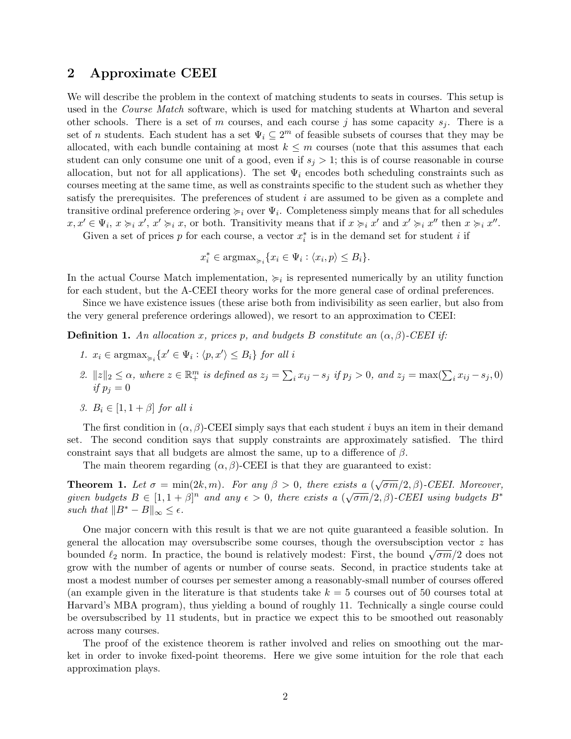## 2 Approximate CEEI

We will describe the problem in the context of matching students to seats in courses. This setup is used in the *Course Match* software, which is used for matching students at Wharton and several other schools. There is a set of $m$ courses, and each course $j$ has some capacity $s_j$. There is a set of $n$ students. Each student has a set $\Psi_i \subseteq 2^m$ of feasible subsets of courses that they may be allocated, with each bundle containing at most $k \leq m$ courses (note that this assumes that each student can only consume one unit of a good, even if $s_j > 1$; this is of course reasonable in course allocation, but not for all applications). The set $\Psi_i$ encodes both scheduling constraints such as courses meeting at the same time, as well as constraints specific to the student such as whether they satisfy the prerequisites. The preferences of student $i$ are assumed to be given as a complete and transitive ordinal preference ordering $\succcurlyeq_i$ over $\Psi_i$. Completeness simply means that for all schedules $x, x' \in \Psi_i$, $x \succcurlyeq_i x'$, $x' \succcurlyeq_i x$, or both. Transitivity means that if $x \succcurlyeq_i x'$ and $x' \succcurlyeq_i x''$ then $x \succcurlyeq_i x''$.

Given a set of prices $p$ for each course, a vector $x_i^*$ is in the demand set for student $i$ if

$$x_i^* \in \operatorname{argmax}_{\succcurlyeq_i}\{x_i \in \Psi_i : \langle x_i, p\rangle \leq B_i\}.$$

In the actual Course Match implementation, $\succcurlyeq_i$ is represented numerically by an utility function for each student, but the A-CEEI theory works for the more general case of ordinal preferences.

Since we have existence issues (these arise both from indivisibility as seen earlier, but also from the very general preference orderings allowed), we resort to an approximation to CEEI:

**Definition 1.** *An allocation $x$, prices $p$, and budgets $B$ constitute an $(\alpha, \beta)$-CEEI if:*

1. $x_i \in \operatorname{argmax}_{\succcurlyeq_i}\{x' \in \Psi_i : \langle p, x'\rangle \leq B_i\}$ *for all $i$*
2. $\|z\|_2 \leq \alpha$, *where $z \in \mathbb{R}^m_+$ is defined as $z_j = \sum_i x_{ij} - s_j$ if $p_j > 0$, and $z_j = \max(\sum_i x_{ij} - s_j, 0)$ if $p_j = 0$*
3. $B_i \in [1, 1+\beta]$ *for all $i$*

The first condition in $(\alpha, \beta)$-CEEI simply says that each student $i$ buys an item in their demand set. The second condition says that supply constraints are approximately satisfied. The third constraint says that all budgets are almost the same, up to a difference of $\beta$.

The main theorem regarding $(\alpha, \beta)$-CEEI is that they are guaranteed to exist:

**Theorem 1.** *Let $\sigma = \min(2k, m)$. For any $\beta > 0$, there exists a $(\sqrt{\sigma m}/2, \beta)$-CEEI. Moreover, given budgets $B \in [1, 1+\beta]^n$ and any $\epsilon > 0$, there exists a $(\sqrt{\sigma m}/2, \beta)$-CEEI using budgets $B^*$ such that $\|B^* - B\|_\infty \leq \epsilon$.*

One major concern with this result is that we are not quite guaranteed a feasible solution. In general the allocation may oversubscribe some courses, though the oversubsciption vector $z$ has bounded $\ell_2$ norm. In practice, the bound is relatively modest: First, the bound $\sqrt{\sigma m}/2$ does not grow with the number of agents or number of course seats. Second, in practice students take at most a modest number of courses per semester among a reasonably-small number of courses offered (an example given in the literature is that students take $k = 5$ courses out of 50 courses total at Harvard's MBA program), thus yielding a bound of roughly 11. Technically a single course could be oversubscribed by 11 students, but in practice we expect this to be smoothed out reasonably across many courses.

The proof of the existence theorem is rather involved and relies on smoothing out the market in order to invoke fixed-point theorems. Here we give some intuition for the role that each approximation plays.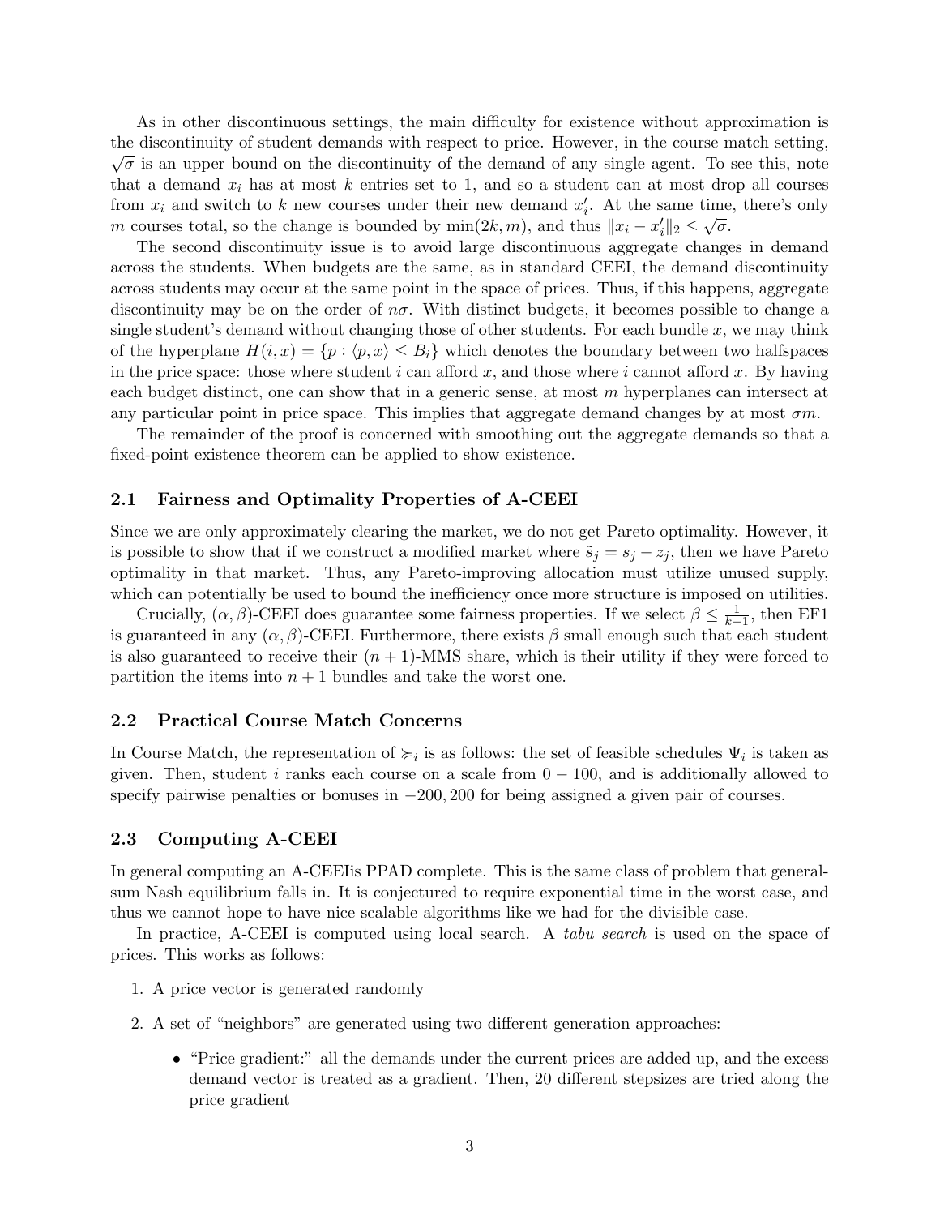As in other discontinuous settings, the main difficulty for existence without approximation is the discontinuity of student demands with respect to price. However, in the course match setting, $\sqrt{\sigma}$ is an upper bound on the discontinuity of the demand of any single agent. To see this, note that a demand $x_i$ has at most $k$ entries set to 1, and so a student can at most drop all courses from $x_i$ and switch to $k$ new courses under their new demand $x_i'$. At the same time, there's only $m$ courses total, so the change is bounded by $\min(2k, m)$, and thus $\|x_i - x_i'\|_2 \leq \sqrt{\sigma}$.

The second discontinuity issue is to avoid large discontinuous aggregate changes in demand across the students. When budgets are the same, as in standard CEEI, the demand discontinuity across students may occur at the same point in the space of prices. Thus, if this happens, aggregate discontinuity may be on the order of $n\sigma$. With distinct budgets, it becomes possible to change a single student's demand without changing those of other students. For each bundle $x$, we may think of the hyperplane $H(i, x) = \{p : \langle p, x \rangle \leq B_i\}$ which denotes the boundary between two halfspaces in the price space: those where student $i$ can afford $x$, and those where $i$ cannot afford $x$. By having each budget distinct, one can show that in a generic sense, at most $m$ hyperplanes can intersect at any particular point in price space. This implies that aggregate demand changes by at most $\sigma m$.

The remainder of the proof is concerned with smoothing out the aggregate demands so that a fixed-point existence theorem can be applied to show existence.

## 2.1 Fairness and Optimality Properties of A-CEEI

Since we are only approximately clearing the market, we do not get Pareto optimality. However, it is possible to show that if we construct a modified market where $\tilde{s}_j = s_j - z_j$, then we have Pareto optimality in that market. Thus, any Pareto-improving allocation must utilize unused supply, which can potentially be used to bound the inefficiency once more structure is imposed on utilities.

Crucially, $(\alpha, \beta)$-CEEI does guarantee some fairness properties. If we select $\beta \leq \frac{1}{k-1}$, then EF1 is guaranteed in any $(\alpha, \beta)$-CEEI. Furthermore, there exists $\beta$ small enough such that each student is also guaranteed to receive their $(n+1)$-MMS share, which is their utility if they were forced to partition the items into $n+1$ bundles and take the worst one.

## 2.2 Practical Course Match Concerns

In Course Match, the representation of $\succcurlyeq_i$ is as follows: the set of feasible schedules $\Psi_i$ is taken as given. Then, student $i$ ranks each course on a scale from $0 - 100$, and is additionally allowed to specify pairwise penalties or bonuses in $-200, 200$ for being assigned a given pair of courses.

## 2.3 Computing A-CEEI

In general computing an A-CEEIis PPAD complete. This is the same class of problem that general-sum Nash equilibrium falls in. It is conjectured to require exponential time in the worst case, and thus we cannot hope to have nice scalable algorithms like we had for the divisible case.

In practice, A-CEEI is computed using local search. A *tabu search* is used on the space of prices. This works as follows:

1. A price vector is generated randomly
2. A set of "neighbors" are generated using two different generation approaches:
   - "Price gradient:" all the demands under the current prices are added up, and the excess demand vector is treated as a gradient. Then, 20 different stepsizes are tried along the price gradient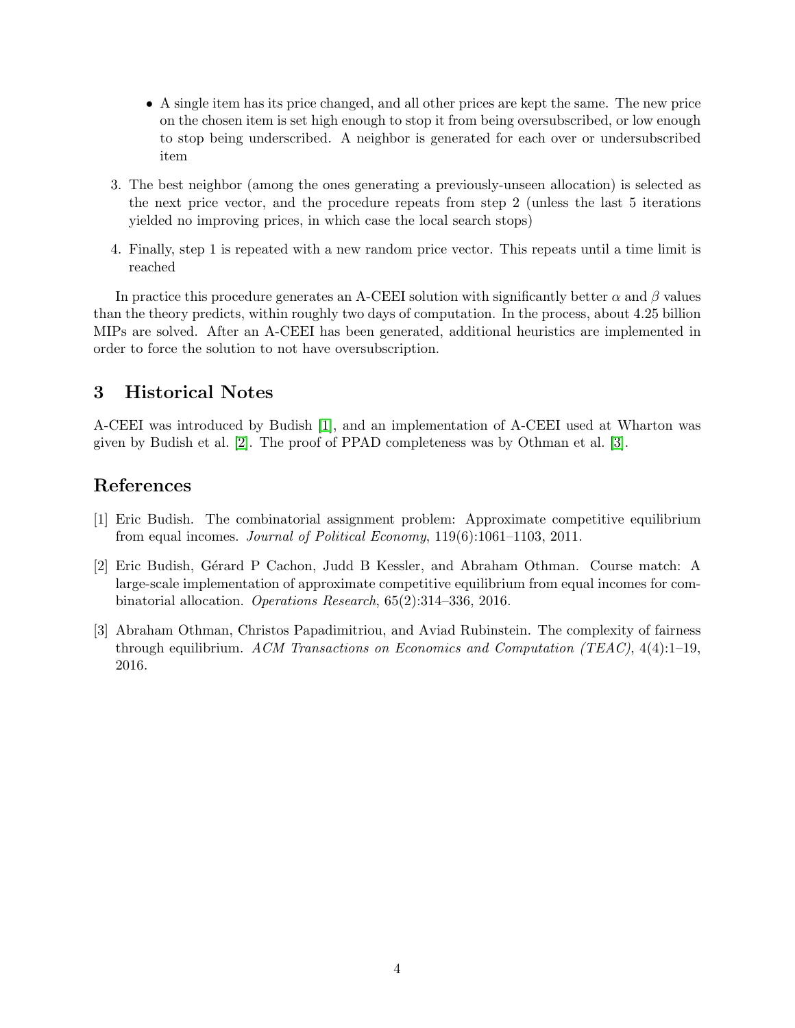- A single item has its price changed, and all other prices are kept the same. The new price on the chosen item is set high enough to stop it from being oversubscribed, or low enough to stop being underscribed. A neighbor is generated for each over or undersubscribed item

3. The best neighbor (among the ones generating a previously-unseen allocation) is selected as the next price vector, and the procedure repeats from step 2 (unless the last 5 iterations yielded no improving prices, in which case the local search stops)

4. Finally, step 1 is repeated with a new random price vector. This repeats until a time limit is reached

In practice this procedure generates an A-CEEI solution with significantly better $\alpha$ and $\beta$ values than the theory predicts, within roughly two days of computation. In the process, about 4.25 billion MIPs are solved. After an A-CEEI has been generated, additional heuristics are implemented in order to force the solution to not have oversubscription.

## 3 Historical Notes

A-CEEI was introduced by Budish [1], and an implementation of A-CEEI used at Wharton was given by Budish et al. [2]. The proof of PPAD completeness was by Othman et al. [3].

## References

[1] Eric Budish. The combinatorial assignment problem: Approximate competitive equilibrium from equal incomes. *Journal of Political Economy*, 119(6):1061–1103, 2011.

[2] Eric Budish, Gérard P Cachon, Judd B Kessler, and Abraham Othman. Course match: A large-scale implementation of approximate competitive equilibrium from equal incomes for combinatorial allocation. *Operations Research*, 65(2):314–336, 2016.

[3] Abraham Othman, Christos Papadimitriou, and Aviad Rubinstein. The complexity of fairness through equilibrium. *ACM Transactions on Economics and Computation (TEAC)*, 4(4):1–19, 2016.